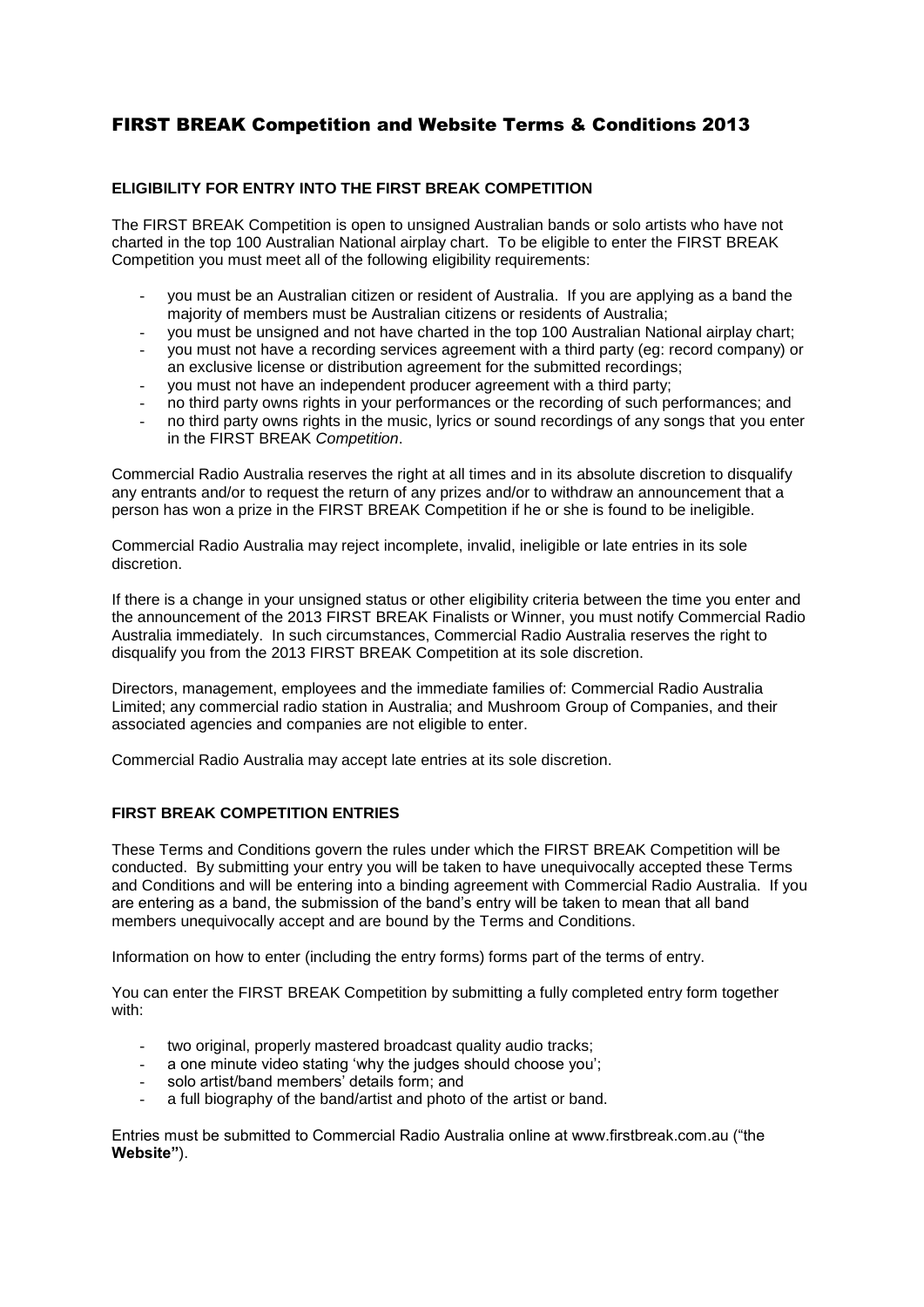# FIRST BREAK Competition and Website Terms & Conditions 2013

## ELIGIBILITY FOR ENTRY INTO THE FIRST BREAK COMPETITION

The FIRST BREAK Competition is open to unsigned Australian bands or solo artists who have not charted in the top 100 Australian National airplay chart. To be eligible to enter the FIRST BREAK Competition you must meet all of the following eligibility requirements:

- you must be an Australian citizen or resident of Australia. If you are applying as a band the majority of members must be Australian citizens or residents of Australia;
- you must be unsigned and not have charted in the top 100 Australian National airplay chart;
- you must not have a recording services agreement with a third party (eg: record company) or an exclusive license or distribution agreement for the submitted recordings;
- you must not have an independent producer agreement with a third party;
- no third party owns rights in your performances or the recording of such performances; and
- no third party owns rights in the music, lyrics or sound recordings of any songs that you enter in the FIRST BREAK *Competition*.

Commercial Radio Australia reserves the right at all times and in its absolute discretion to disqualify any entrants and/or to request the return of any prizes and/or to withdraw an announcement that a person has won a prize in the FIRST BREAK Competition if he or she is found to be ineligible.

Commercial Radio Australia may reject incomplete, invalid, ineligible or late entries in its sole discretion.

If there is a change in your unsigned status or other eligibility criteria between the time you enter and the announcement of the 2013 FIRST BREAK Finalists or Winner, you must notify Commercial Radio Australia immediately. In such circumstances, Commercial Radio Australia reserves the right to disqualify you from the 2013 FIRST BREAK Competition at its sole discretion.

Directors, management, employees and the immediate families of: Commercial Radio Australia Limited; any commercial radio station in Australia; and Mushroom Group of Companies, and their associated agencies and companies are not eligible to enter.

Commercial Radio Australia may accept late entries at its sole discretion.

## FIRST BREAK COMPETITION ENTRIES

These Terms and Conditions govern the rules under which the FIRST BREAK Competition will be conducted. By submitting your entry you will be taken to have unequivocally accepted these Terms and Conditions and will be entering into a binding agreement with Commercial Radio Australia. If you are entering as a band, the submission of the band's entry will be taken to mean that all band members unequivocally accept and are bound by the Terms and Conditions.

Information on how to enter (including the entry forms) forms part of the terms of entry.

You can enter the FIRST BREAK Competition by submitting a fully completed entry form together with:

- two original, properly mastered broadcast quality audio tracks;
- a one minute video stating 'why the judges should choose you';
- solo artist/band members' details form; and
- a full biography of the band/artist and photo of the artist or band.

Entries must be submitted to Commercial Radio Australia online at www.firstbreak.com.au ("the **Website"**).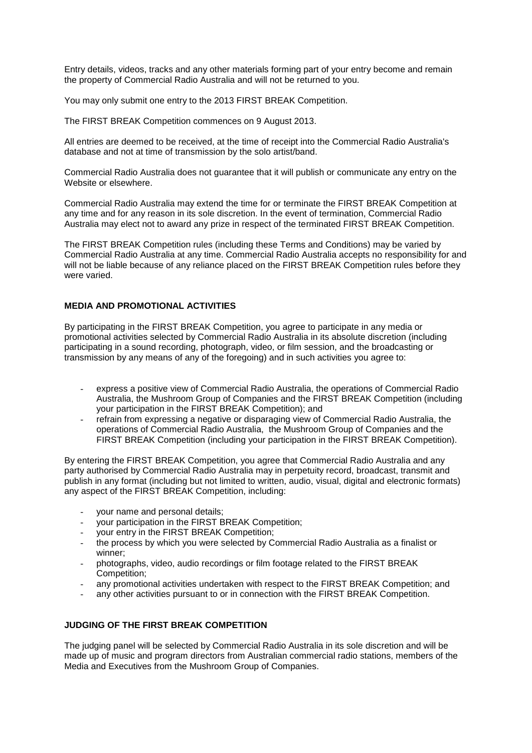Entry details, videos, tracks and any other materials forming part of your entry become and remain the property of Commercial Radio Australia and will not be returned to you.

You may only submit one entry to the 2013 FIRST BREAK Competition.

The FIRST BREAK Competition commences on 9 August 2013.

All entries are deemed to be received, at the time of receipt into the Commercial Radio Australia's database and not at time of transmission by the solo artist/band.

Commercial Radio Australia does not guarantee that it will publish or communicate any entry on the Website or elsewhere.

Commercial Radio Australia may extend the time for or terminate the FIRST BREAK Competition at any time and for any reason in its sole discretion. In the event of termination, Commercial Radio Australia may elect not to award any prize in respect of the terminated FIRST BREAK Competition.

The FIRST BREAK Competition rules (including these Terms and Conditions) may be varied by Commercial Radio Australia at any time. Commercial Radio Australia accepts no responsibility for and will not be liable because of any reliance placed on the FIRST BREAK Competition rules before they were varied.

**MEDIA AND PROMOTIONAL ACTIVITIES**

By participating in the FIRST BREAK Competition, you agree to participate in any media or promotional activities selected by Commercial Radio Australia in its absolute discretion (including participating in a sound recording, photograph, video, or film session, and the broadcasting or transmission by any means of any of the foregoing) and in such activities you agree to:

- express a positive view of Commercial Radio Australia, the operations of Commercial Radio Australia, the Mushroom Group of Companies and the FIRST BREAK Competition (including your participation in the FIRST BREAK Competition); and
- refrain from expressing a negative or disparaging view of Commercial Radio Australia, the operations of Commercial Radio Australia, the Mushroom Group of Companies and the FIRST BREAK Competition (including your participation in the FIRST BREAK Competition).

By entering the FIRST BREAK Competition, you agree that Commercial Radio Australia and any party authorised by Commercial Radio Australia may in perpetuity record, broadcast, transmit and publish in any format (including but not limited to written, audio, visual, digital and electronic formats) any aspect of the FIRST BREAK Competition, including:

- your name and personal details;
- your participation in the FIRST BREAK Competition;
- your entry in the FIRST BREAK Competition;
- the process by which you were selected by Commercial Radio Australia as a finalist or winner;
- photographs, video, audio recordings or film footage related to the FIRST BREAK Competition;
- any promotional activities undertaken with respect to the FIRST BREAK Competition; and
- any other activities pursuant to or in connection with the FIRST BREAK Competition.

**JUDGING OF THE FIRST BREAK COMPETITION**

The judging panel will be selected by Commercial Radio Australia in its sole discretion and will be made up of music and program directors from Australian commercial radio stations, members of the Media and Executives from the Mushroom Group of Companies.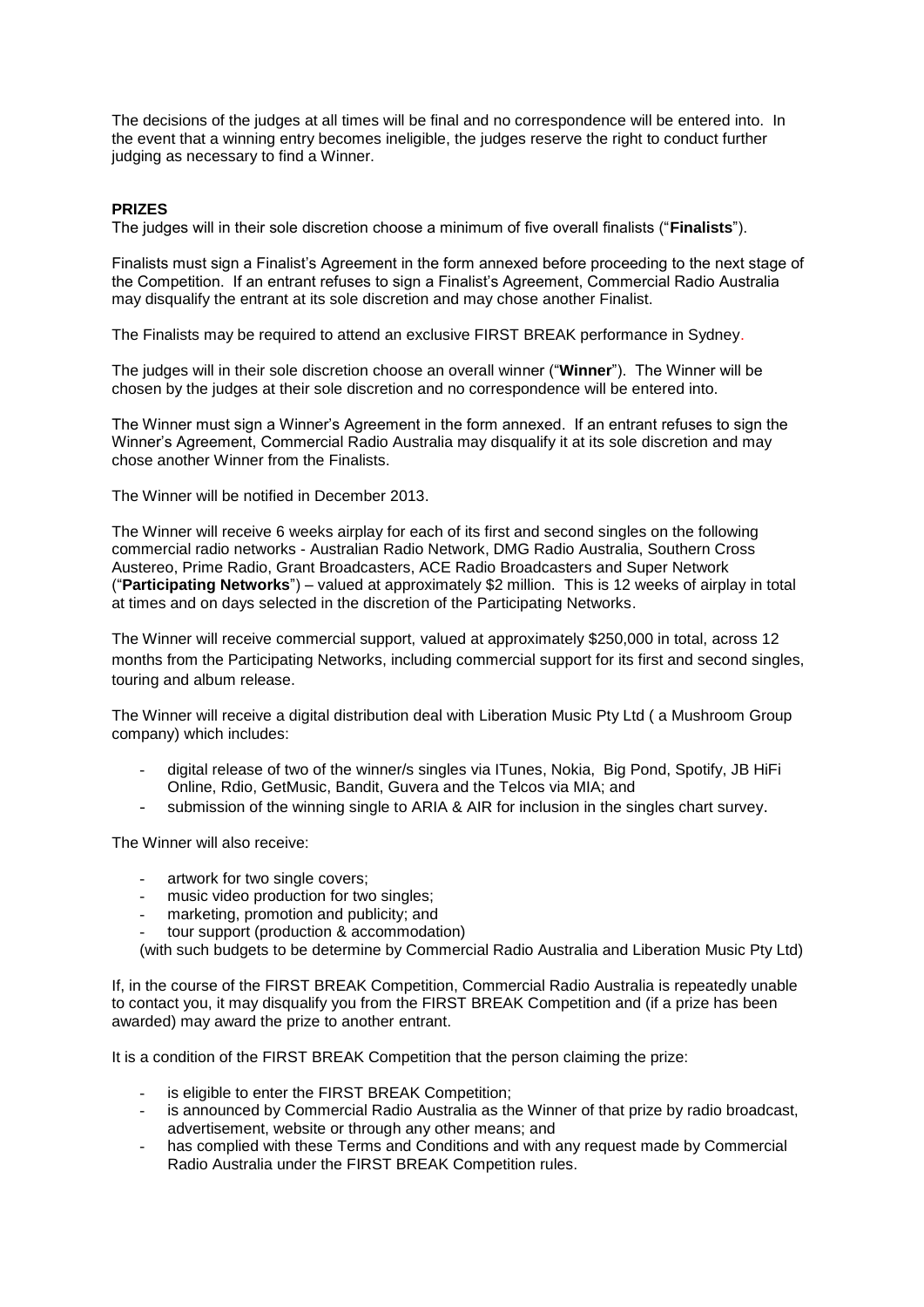The decisions of the judges at all times will be final and no correspondence will be entered into. In the event that a winning entry becomes ineligible, the judges reserve the right to conduct further judging as necessary to find a Winner.

**PRIZES**

The judges will in their sole discretion choose a minimum of five overall finalists ("**Finalists**").

Finalists must sign a Finalist's Agreement in the form annexed before proceeding to the next stage of the Competition. If an entrant refuses to sign a Finalist's Agreement, Commercial Radio Australia may disqualify the entrant at its sole discretion and may chose another Finalist.

The Finalists may be required to attend an exclusive FIRST BREAK performance in Sydney.

The judges will in their sole discretion choose an overall winner ("**Winner**"). The Winner will be chosen by the judges at their sole discretion and no correspondence will be entered into.

The Winner must sign a Winner's Agreement in the form annexed. If an entrant refuses to sign the Winner's Agreement, Commercial Radio Australia may disqualify it at its sole discretion and may chose another Winner from the Finalists.

The Winner will be notified in December 2013.

The Winner will receive 6 weeks airplay for each of its first and second singles on the following commercial radio networks - Australian Radio Network, DMG Radio Australia, Southern Cross Austereo, Prime Radio, Grant Broadcasters, ACE Radio Broadcasters and Super Network ("**Participating Networks**") – valued at approximately $2 million. This is 12 weeks of airplay in total at times and on days selected in the discretion of the Participating Networks.

The Winner will receive commercial support, valued at approximately $250,000 in total, across 12 months from the Participating Networks, including commercial support for its first and second singles, touring and album release.

The Winner will receive a digital distribution deal with Liberation Music Pty Ltd ( a Mushroom Group company) which includes:

- digital release of two of the winner/s singles via ITunes, Nokia, Big Pond, Spotify, JB HiFi Online, Rdio, GetMusic, Bandit, Guvera and the Telcos via MIA; and
- submission of the winning single to ARIA & AIR for inclusion in the singles chart survey.

The Winner will also receive:

- artwork for two single covers;
- music video production for two singles;
- marketing, promotion and publicity; and
- tour support (production & accommodation)

(with such budgets to be determine by Commercial Radio Australia and Liberation Music Pty Ltd)

If, in the course of the FIRST BREAK Competition, Commercial Radio Australia is repeatedly unable to contact you, it may disqualify you from the FIRST BREAK Competition and (if a prize has been awarded) may award the prize to another entrant.

It is a condition of the FIRST BREAK Competition that the person claiming the prize:

- is eligible to enter the FIRST BREAK Competition;
- is announced by Commercial Radio Australia as the Winner of that prize by radio broadcast, advertisement, website or through any other means; and
- has complied with these Terms and Conditions and with any request made by Commercial Radio Australia under the FIRST BREAK Competition rules.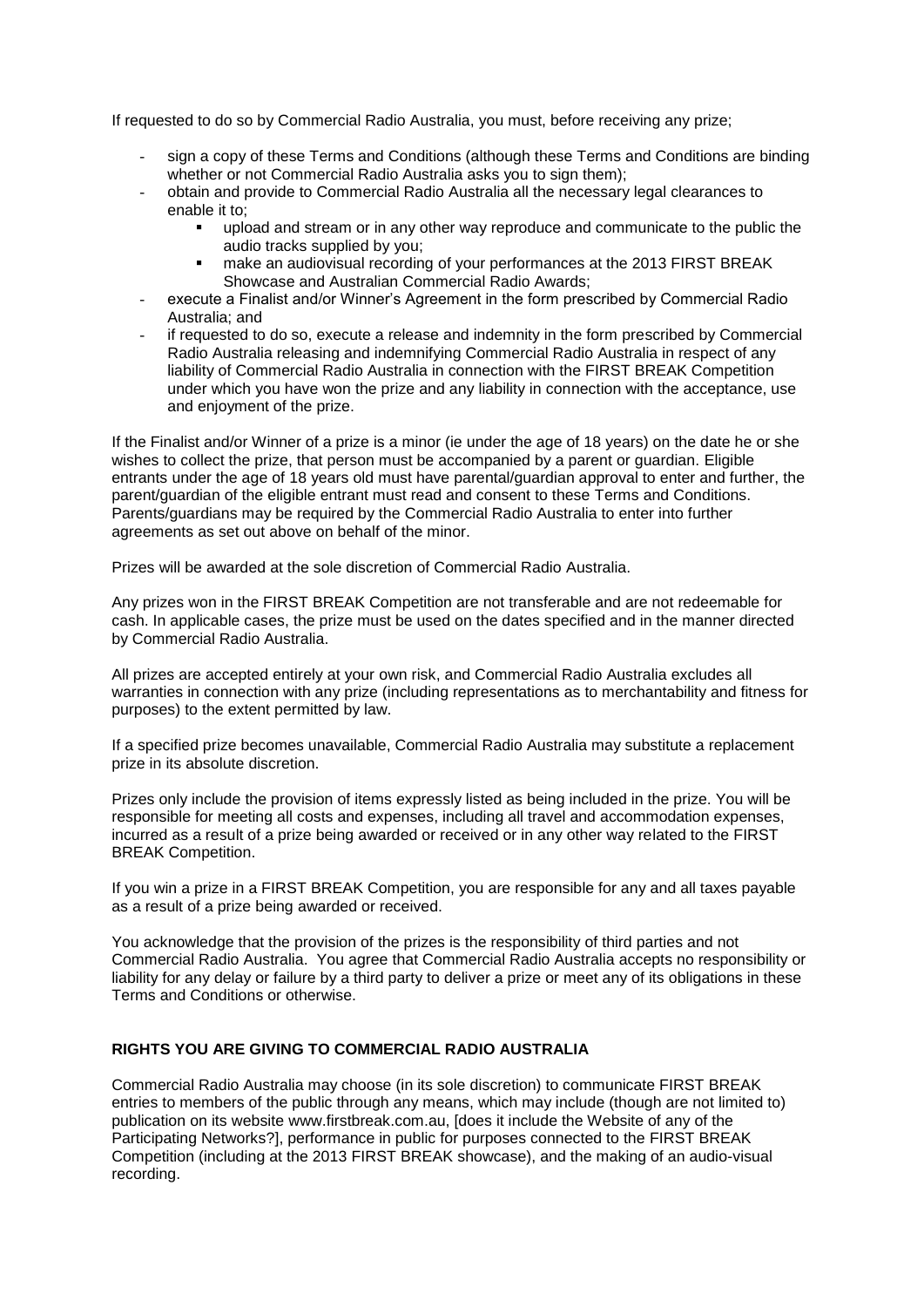If requested to do so by Commercial Radio Australia, you must, before receiving any prize;

- sign a copy of these Terms and Conditions (although these Terms and Conditions are binding whether or not Commercial Radio Australia asks you to sign them);
- obtain and provide to Commercial Radio Australia all the necessary legal clearances to enable it to;
  - upload and stream or in any other way reproduce and communicate to the public the audio tracks supplied by you;
  - make an audiovisual recording of your performances at the 2013 FIRST BREAK Showcase and Australian Commercial Radio Awards;
- execute a Finalist and/or Winner's Agreement in the form prescribed by Commercial Radio Australia; and
- if requested to do so, execute a release and indemnity in the form prescribed by Commercial Radio Australia releasing and indemnifying Commercial Radio Australia in respect of any liability of Commercial Radio Australia in connection with the FIRST BREAK Competition under which you have won the prize and any liability in connection with the acceptance, use and enjoyment of the prize.

If the Finalist and/or Winner of a prize is a minor (ie under the age of 18 years) on the date he or she wishes to collect the prize, that person must be accompanied by a parent or guardian. Eligible entrants under the age of 18 years old must have parental/guardian approval to enter and further, the parent/guardian of the eligible entrant must read and consent to these Terms and Conditions. Parents/guardians may be required by the Commercial Radio Australia to enter into further agreements as set out above on behalf of the minor.

Prizes will be awarded at the sole discretion of Commercial Radio Australia.

Any prizes won in the FIRST BREAK Competition are not transferable and are not redeemable for cash. In applicable cases, the prize must be used on the dates specified and in the manner directed by Commercial Radio Australia.

All prizes are accepted entirely at your own risk, and Commercial Radio Australia excludes all warranties in connection with any prize (including representations as to merchantability and fitness for purposes) to the extent permitted by law.

If a specified prize becomes unavailable, Commercial Radio Australia may substitute a replacement prize in its absolute discretion.

Prizes only include the provision of items expressly listed as being included in the prize. You will be responsible for meeting all costs and expenses, including all travel and accommodation expenses, incurred as a result of a prize being awarded or received or in any other way related to the FIRST BREAK Competition.

If you win a prize in a FIRST BREAK Competition, you are responsible for any and all taxes payable as a result of a prize being awarded or received.

You acknowledge that the provision of the prizes is the responsibility of third parties and not Commercial Radio Australia. You agree that Commercial Radio Australia accepts no responsibility or liability for any delay or failure by a third party to deliver a prize or meet any of its obligations in these Terms and Conditions or otherwise.

## RIGHTS YOU ARE GIVING TO COMMERCIAL RADIO AUSTRALIA

Commercial Radio Australia may choose (in its sole discretion) to communicate FIRST BREAK entries to members of the public through any means, which may include (though are not limited to) publication on its website www.firstbreak.com.au, [does it include the Website of any of the Participating Networks?], performance in public for purposes connected to the FIRST BREAK Competition (including at the 2013 FIRST BREAK showcase), and the making of an audio-visual recording.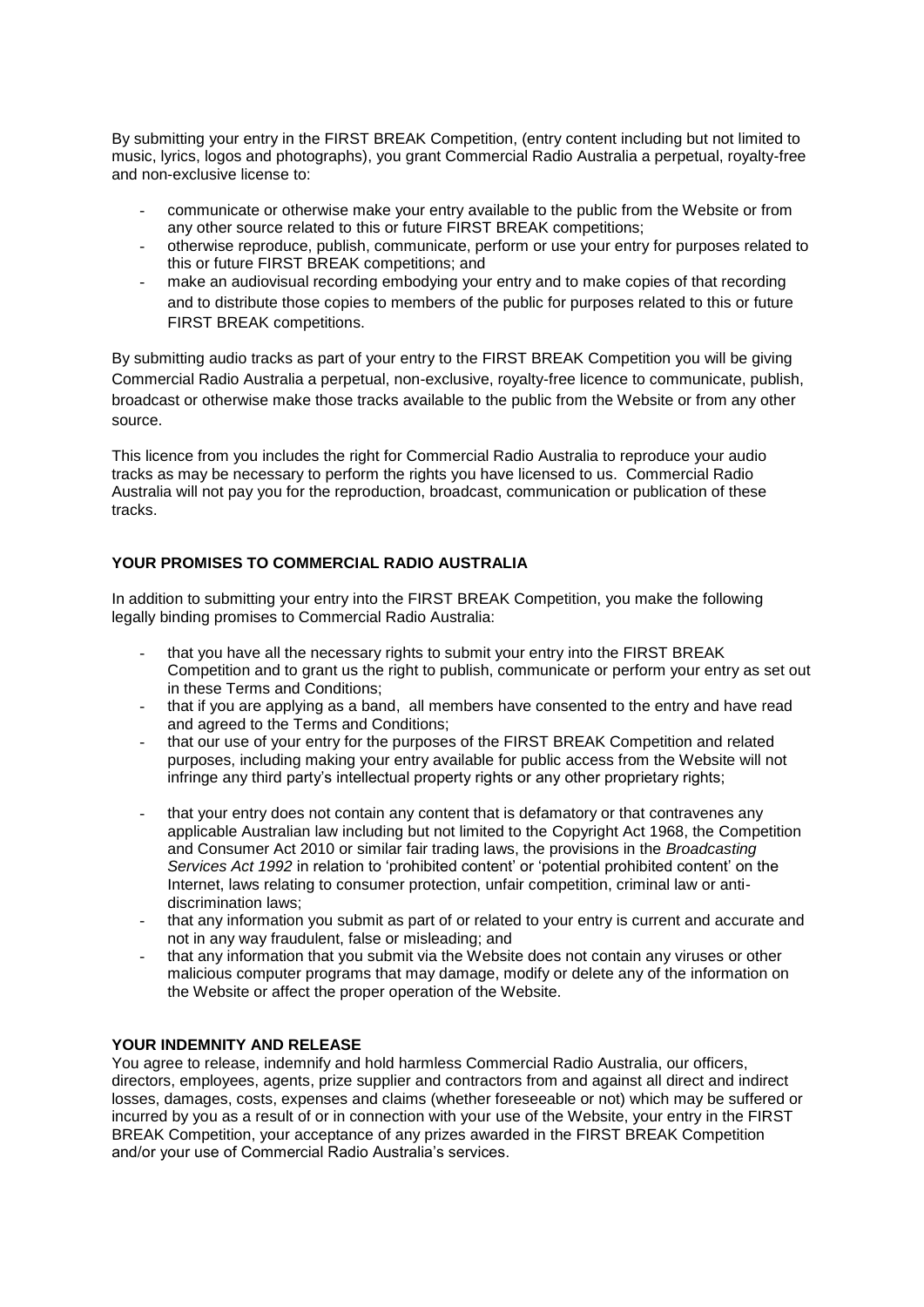By submitting your entry in the FIRST BREAK Competition, (entry content including but not limited to music, lyrics, logos and photographs), you grant Commercial Radio Australia a perpetual, royalty-free and non-exclusive license to:

- communicate or otherwise make your entry available to the public from the Website or from any other source related to this or future FIRST BREAK competitions;
- otherwise reproduce, publish, communicate, perform or use your entry for purposes related to this or future FIRST BREAK competitions; and
- make an audiovisual recording embodying your entry and to make copies of that recording and to distribute those copies to members of the public for purposes related to this or future FIRST BREAK competitions.

By submitting audio tracks as part of your entry to the FIRST BREAK Competition you will be giving Commercial Radio Australia a perpetual, non-exclusive, royalty-free licence to communicate, publish, broadcast or otherwise make those tracks available to the public from the Website or from any other source.

This licence from you includes the right for Commercial Radio Australia to reproduce your audio tracks as may be necessary to perform the rights you have licensed to us. Commercial Radio Australia will not pay you for the reproduction, broadcast, communication or publication of these tracks.

**YOUR PROMISES TO COMMERCIAL RADIO AUSTRALIA**

In addition to submitting your entry into the FIRST BREAK Competition, you make the following legally binding promises to Commercial Radio Australia:

- that you have all the necessary rights to submit your entry into the FIRST BREAK Competition and to grant us the right to publish, communicate or perform your entry as set out in these Terms and Conditions;
- that if you are applying as a band, all members have consented to the entry and have read and agreed to the Terms and Conditions;
- that our use of your entry for the purposes of the FIRST BREAK Competition and related purposes, including making your entry available for public access from the Website will not infringe any third party's intellectual property rights or any other proprietary rights;
- that your entry does not contain any content that is defamatory or that contravenes any applicable Australian law including but not limited to the Copyright Act 1968, the Competition and Consumer Act 2010 or similar fair trading laws, the provisions in the *Broadcasting Services Act 1992* in relation to 'prohibited content' or 'potential prohibited content' on the Internet, laws relating to consumer protection, unfair competition, criminal law or anti-discrimination laws;
- that any information you submit as part of or related to your entry is current and accurate and not in any way fraudulent, false or misleading; and
- that any information that you submit via the Website does not contain any viruses or other malicious computer programs that may damage, modify or delete any of the information on the Website or affect the proper operation of the Website.

**YOUR INDEMNITY AND RELEASE**

You agree to release, indemnify and hold harmless Commercial Radio Australia, our officers, directors, employees, agents, prize supplier and contractors from and against all direct and indirect losses, damages, costs, expenses and claims (whether foreseeable or not) which may be suffered or incurred by you as a result of or in connection with your use of the Website, your entry in the FIRST BREAK Competition, your acceptance of any prizes awarded in the FIRST BREAK Competition and/or your use of Commercial Radio Australia's services.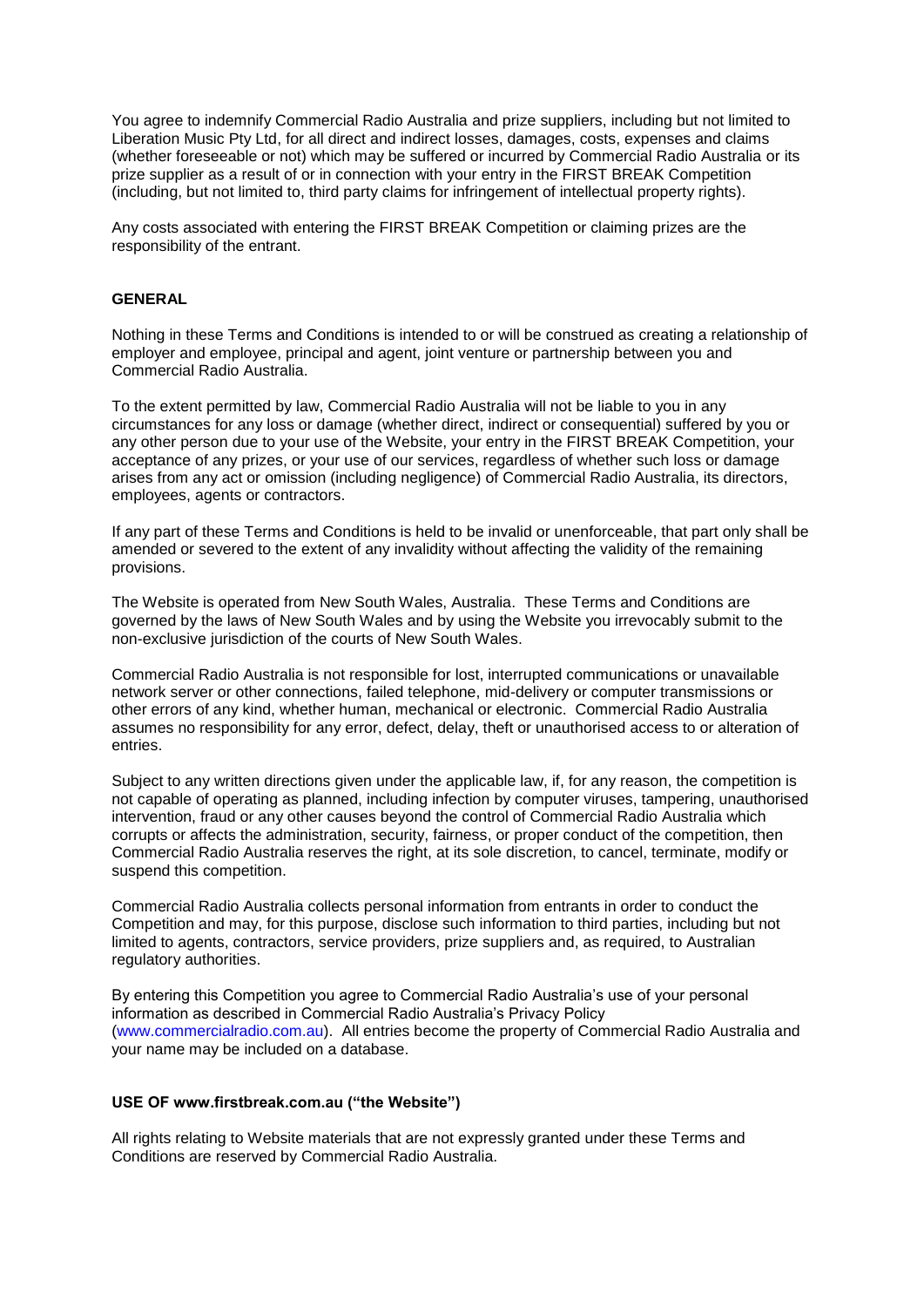You agree to indemnify Commercial Radio Australia and prize suppliers, including but not limited to Liberation Music Pty Ltd, for all direct and indirect losses, damages, costs, expenses and claims (whether foreseeable or not) which may be suffered or incurred by Commercial Radio Australia or its prize supplier as a result of or in connection with your entry in the FIRST BREAK Competition (including, but not limited to, third party claims for infringement of intellectual property rights).

Any costs associated with entering the FIRST BREAK Competition or claiming prizes are the responsibility of the entrant.

**GENERAL**

Nothing in these Terms and Conditions is intended to or will be construed as creating a relationship of employer and employee, principal and agent, joint venture or partnership between you and Commercial Radio Australia.

To the extent permitted by law, Commercial Radio Australia will not be liable to you in any circumstances for any loss or damage (whether direct, indirect or consequential) suffered by you or any other person due to your use of the Website, your entry in the FIRST BREAK Competition, your acceptance of any prizes, or your use of our services, regardless of whether such loss or damage arises from any act or omission (including negligence) of Commercial Radio Australia, its directors, employees, agents or contractors.

If any part of these Terms and Conditions is held to be invalid or unenforceable, that part only shall be amended or severed to the extent of any invalidity without affecting the validity of the remaining provisions.

The Website is operated from New South Wales, Australia. These Terms and Conditions are governed by the laws of New South Wales and by using the Website you irrevocably submit to the non-exclusive jurisdiction of the courts of New South Wales.

Commercial Radio Australia is not responsible for lost, interrupted communications or unavailable network server or other connections, failed telephone, mid-delivery or computer transmissions or other errors of any kind, whether human, mechanical or electronic. Commercial Radio Australia assumes no responsibility for any error, defect, delay, theft or unauthorised access to or alteration of entries.

Subject to any written directions given under the applicable law, if, for any reason, the competition is not capable of operating as planned, including infection by computer viruses, tampering, unauthorised intervention, fraud or any other causes beyond the control of Commercial Radio Australia which corrupts or affects the administration, security, fairness, or proper conduct of the competition, then Commercial Radio Australia reserves the right, at its sole discretion, to cancel, terminate, modify or suspend this competition.

Commercial Radio Australia collects personal information from entrants in order to conduct the Competition and may, for this purpose, disclose such information to third parties, including but not limited to agents, contractors, service providers, prize suppliers and, as required, to Australian regulatory authorities.

By entering this Competition you agree to Commercial Radio Australia's use of your personal information as described in Commercial Radio Australia's Privacy Policy (www.commercialradio.com.au). All entries become the property of Commercial Radio Australia and your name may be included on a database.

**USE OF www.firstbreak.com.au ("the Website")**

All rights relating to Website materials that are not expressly granted under these Terms and Conditions are reserved by Commercial Radio Australia.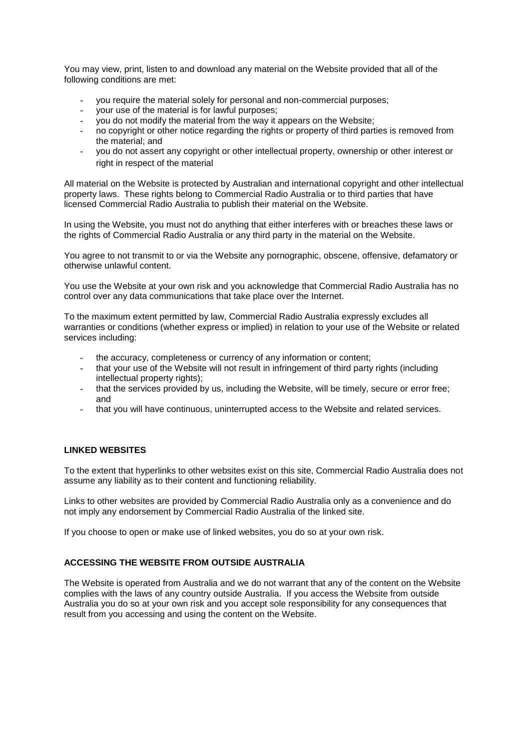You may view, print, listen to and download any material on the Website provided that all of the following conditions are met:

- you require the material solely for personal and non-commercial purposes;
- your use of the material is for lawful purposes;
- you do not modify the material from the way it appears on the Website;
- no copyright or other notice regarding the rights or property of third parties is removed from the material; and
- you do not assert any copyright or other intellectual property, ownership or other interest or right in respect of the material

All material on the Website is protected by Australian and international copyright and other intellectual property laws. These rights belong to Commercial Radio Australia or to third parties that have licensed Commercial Radio Australia to publish their material on the Website.

In using the Website, you must not do anything that either interferes with or breaches these laws or the rights of Commercial Radio Australia or any third party in the material on the Website.

You agree to not transmit to or via the Website any pornographic, obscene, offensive, defamatory or otherwise unlawful content.

You use the Website at your own risk and you acknowledge that Commercial Radio Australia has no control over any data communications that take place over the Internet.

To the maximum extent permitted by law, Commercial Radio Australia expressly excludes all warranties or conditions (whether express or implied) in relation to your use of the Website or related services including:

- the accuracy, completeness or currency of any information or content;
- that your use of the Website will not result in infringement of third party rights (including intellectual property rights);
- that the services provided by us, including the Website, will be timely, secure or error free; and
- that you will have continuous, uninterrupted access to the Website and related services.

**LINKED WEBSITES**

To the extent that hyperlinks to other websites exist on this site, Commercial Radio Australia does not assume any liability as to their content and functioning reliability.

Links to other websites are provided by Commercial Radio Australia only as a convenience and do not imply any endorsement by Commercial Radio Australia of the linked site.

If you choose to open or make use of linked websites, you do so at your own risk.

**ACCESSING THE WEBSITE FROM OUTSIDE AUSTRALIA**

The Website is operated from Australia and we do not warrant that any of the content on the Website complies with the laws of any country outside Australia. If you access the Website from outside Australia you do so at your own risk and you accept sole responsibility for any consequences that result from you accessing and using the content on the Website.